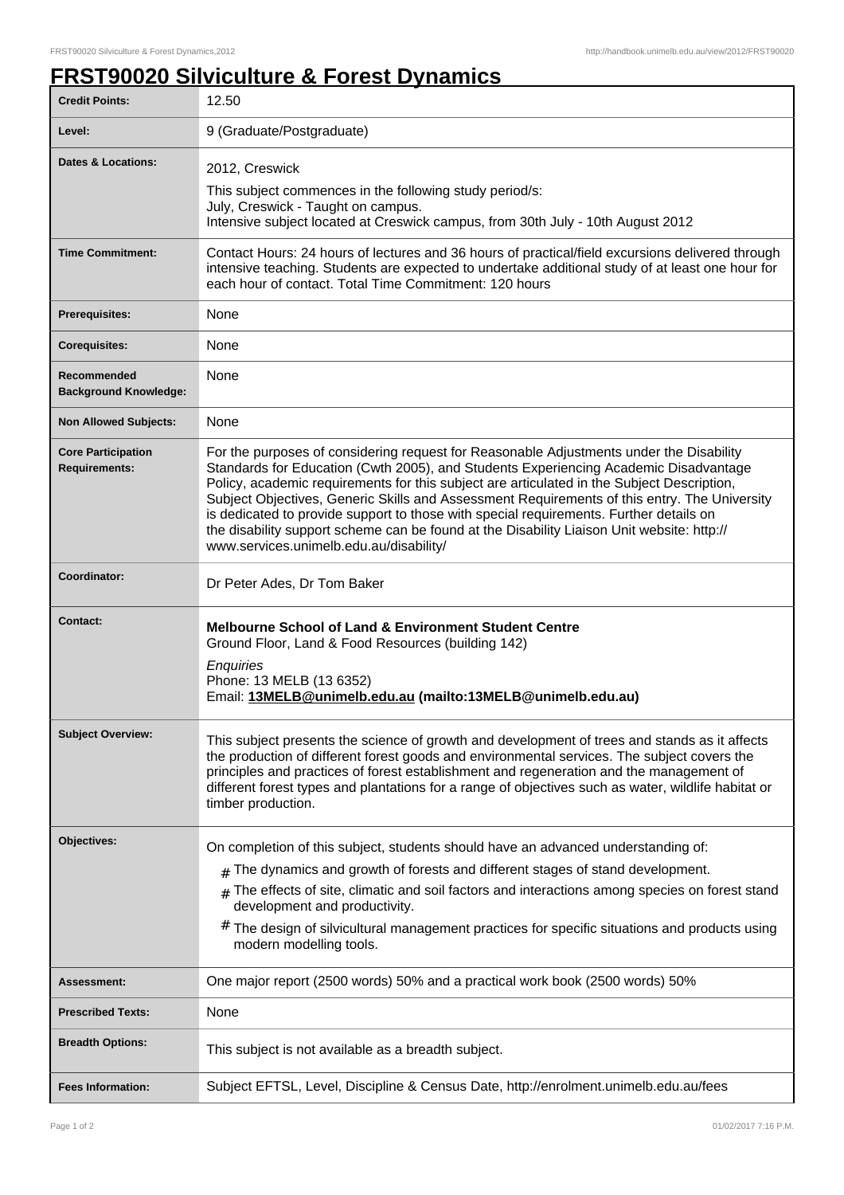# FRST90020 Silviculture & Forest Dynamics

| | |
|---|---|
| **Credit Points:** | 12.50 |
| **Level:** | 9 (Graduate/Postgraduate) |
| **Dates & Locations:** | 2012, Creswick<br>This subject commences in the following study period/s:<br>July, Creswick - Taught on campus.<br>Intensive subject located at Creswick campus, from 30th July - 10th August 2012 |
| **Time Commitment:** | Contact Hours: 24 hours of lectures and 36 hours of practical/field excursions delivered through intensive teaching. Students are expected to undertake additional study of at least one hour for each hour of contact. Total Time Commitment: 120 hours |
| **Prerequisites:** | None |
| **Corequisites:** | None |
| **Recommended Background Knowledge:** | None |
| **Non Allowed Subjects:** | None |
| **Core Participation Requirements:** | For the purposes of considering request for Reasonable Adjustments under the Disability Standards for Education (Cwth 2005), and Students Experiencing Academic Disadvantage Policy, academic requirements for this subject are articulated in the Subject Description, Subject Objectives, Generic Skills and Assessment Requirements of this entry. The University is dedicated to provide support to those with special requirements. Further details on the disability support scheme can be found at the Disability Liaison Unit website: http://www.services.unimelb.edu.au/disability/ |
| **Coordinator:** | Dr Peter Ades, Dr Tom Baker |
| **Contact:** | **Melbourne School of Land & Environment Student Centre**<br>Ground Floor, Land & Food Resources (building 142)<br>*Enquiries*<br>Phone: 13 MELB (13 6352)<br>Email: **13MELB@unimelb.edu.au (mailto:13MELB@unimelb.edu.au)** |
| **Subject Overview:** | This subject presents the science of growth and development of trees and stands as it affects the production of different forest goods and environmental services. The subject covers the principles and practices of forest establishment and regeneration and the management of different forest types and plantations for a range of objectives such as water, wildlife habitat or timber production. |
| **Objectives:** | On completion of this subject, students should have an advanced understanding of:<br># The dynamics and growth of forests and different stages of stand development.<br># The effects of site, climatic and soil factors and interactions among species on forest stand development and productivity.<br># The design of silvicultural management practices for specific situations and products using modern modelling tools. |
| **Assessment:** | One major report (2500 words) 50% and a practical work book (2500 words) 50% |
| **Prescribed Texts:** | None |
| **Breadth Options:** | This subject is not available as a breadth subject. |
| **Fees Information:** | Subject EFTSL, Level, Discipline & Census Date, http://enrolment.unimelb.edu.au/fees |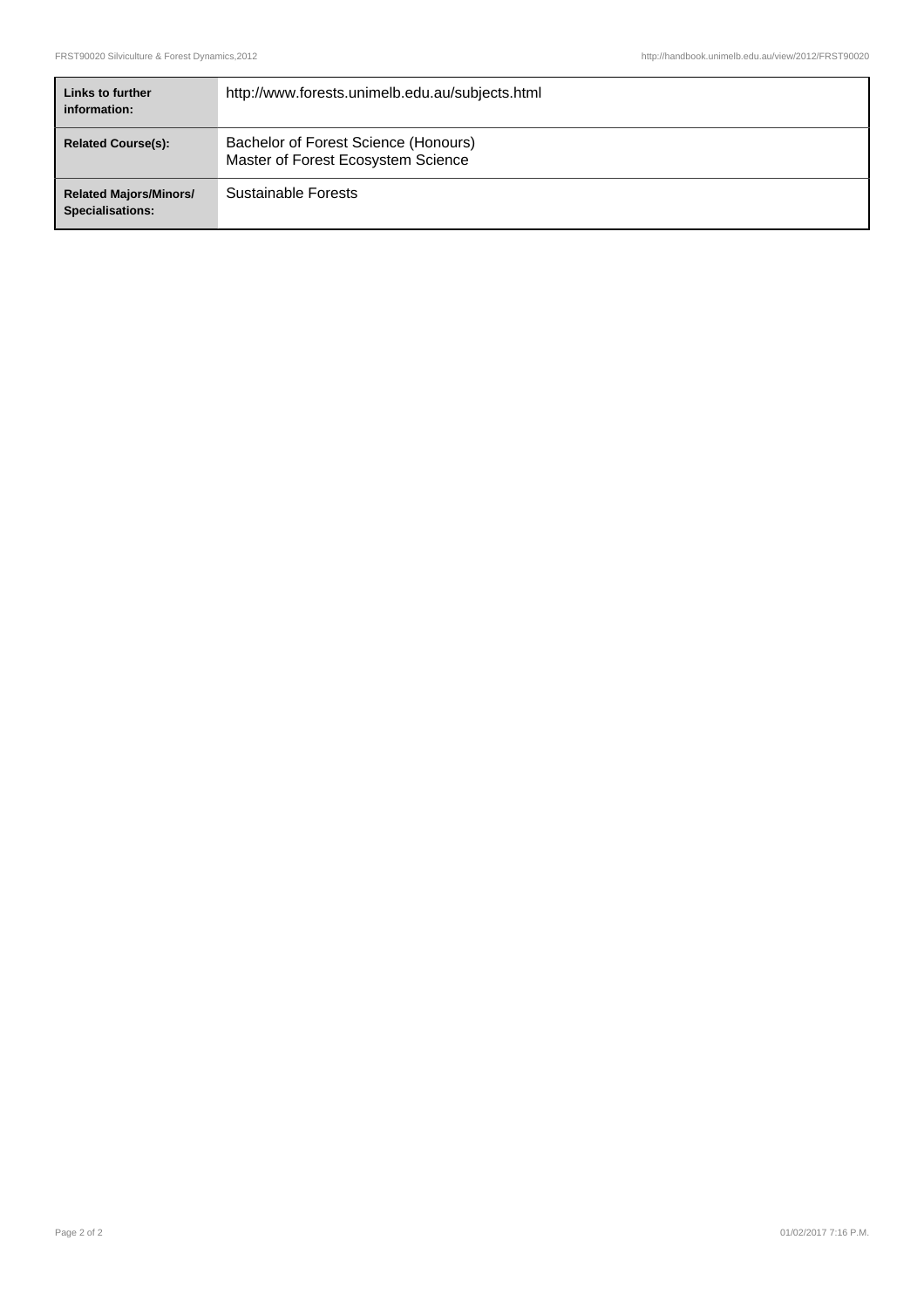| | |
|---|---|
| **Links to further information:** | http://www.forests.unimelb.edu.au/subjects.html |
| **Related Course(s):** | Bachelor of Forest Science (Honours)<br>Master of Forest Ecosystem Science |
| **Related Majors/Minors/ Specialisations:** | Sustainable Forests |